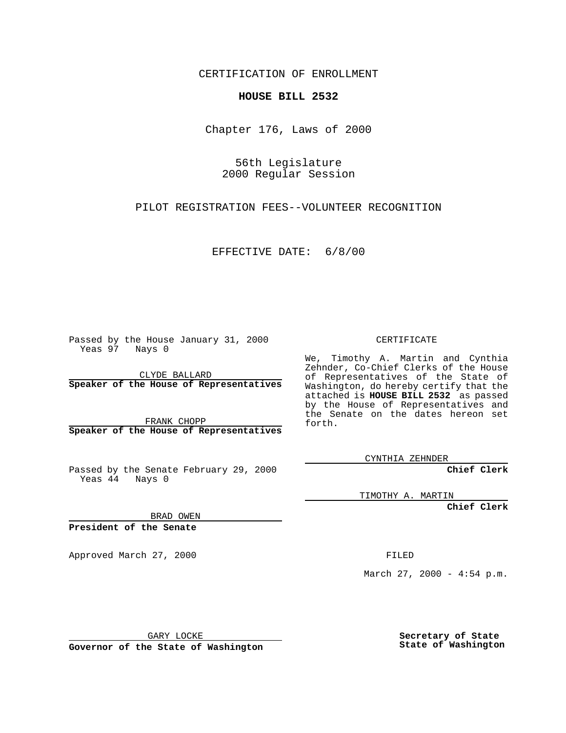CERTIFICATION OF ENROLLMENT

**HOUSE BILL 2532**

Chapter 176, Laws of 2000

56th Legislature
2000 Regular Session

PILOT REGISTRATION FEES--VOLUNTEER RECOGNITION

EFFECTIVE DATE: 6/8/00

Passed by the House January 31, 2000
Yeas 97 Nays 0

CLYDE BALLARD
**Speaker of the House of Representatives**

FRANK CHOPP
**Speaker of the House of Representatives**

Passed by the Senate February 29, 2000
Yeas 44 Nays 0

BRAD OWEN
**President of the Senate**

Approved March 27, 2000

GARY LOCKE
**Governor of the State of Washington**

CERTIFICATE

We, Timothy A. Martin and Cynthia Zehnder, Co-Chief Clerks of the House of Representatives of the State of Washington, do hereby certify that the attached is **HOUSE BILL 2532** as passed by the House of Representatives and the Senate on the dates hereon set forth.

CYNTHIA ZEHNDER
**Chief Clerk**

TIMOTHY A. MARTIN
**Chief Clerk**

FILED

March 27, 2000 - 4:54 p.m.

**Secretary of State**
**State of Washington**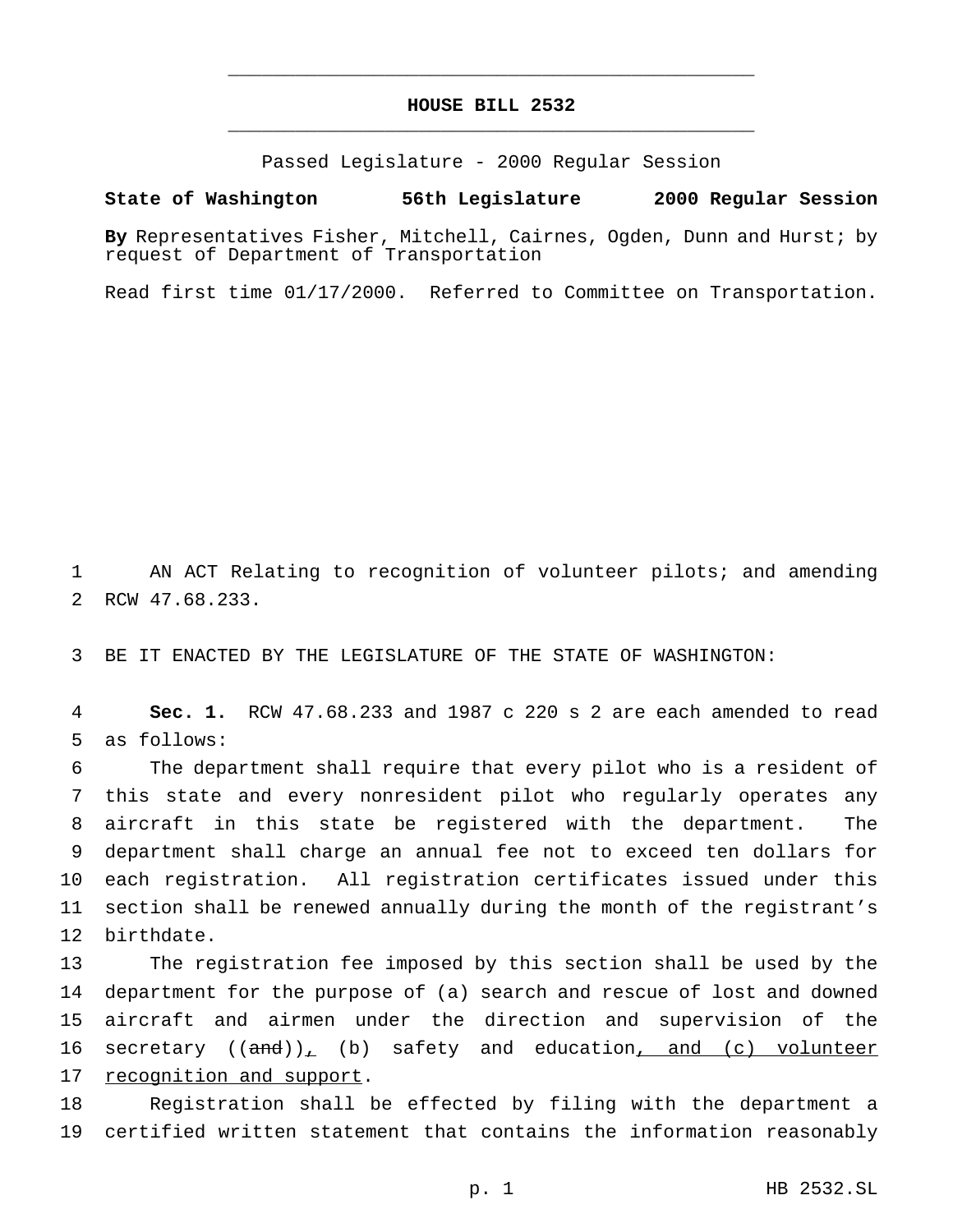# HOUSE BILL 2532

Passed Legislature - 2000 Regular Session

**State of Washington 56th Legislature 2000 Regular Session**

**By** Representatives Fisher, Mitchell, Cairnes, Ogden, Dunn and Hurst; by request of Department of Transportation

Read first time 01/17/2000. Referred to Committee on Transportation.

1 AN ACT Relating to recognition of volunteer pilots; and amending
2 RCW 47.68.233.

3 BE IT ENACTED BY THE LEGISLATURE OF THE STATE OF WASHINGTON:

4 **Sec. 1.** RCW 47.68.233 and 1987 c 220 s 2 are each amended to read
5 as follows:

6 The department shall require that every pilot who is a resident of
7 this state and every nonresident pilot who regularly operates any
8 aircraft in this state be registered with the department. The
9 department shall charge an annual fee not to exceed ten dollars for
10 each registration. All registration certificates issued under this
11 section shall be renewed annually during the month of the registrant's
12 birthdate.

13 The registration fee imposed by this section shall be used by the
14 department for the purpose of (a) search and rescue of lost and downed
15 aircraft and airmen under the direction and supervision of the
16 secretary ((~~and~~)), (b) safety and education, and (c) volunteer
17 recognition and support.

18 Registration shall be effected by filing with the department a
19 certified written statement that contains the information reasonably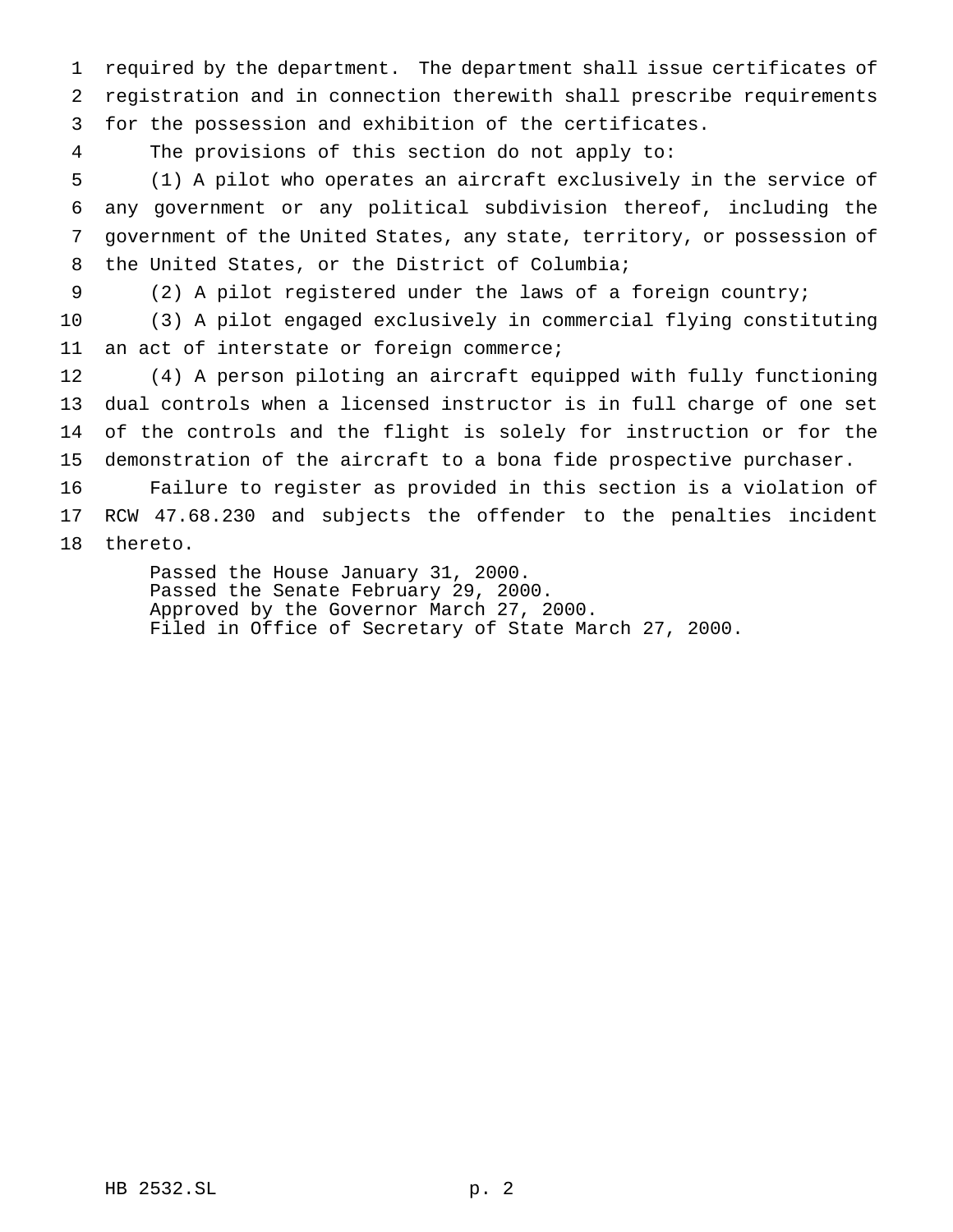required by the department. The department shall issue certificates of registration and in connection therewith shall prescribe requirements for the possession and exhibition of the certificates.

The provisions of this section do not apply to:

(1) A pilot who operates an aircraft exclusively in the service of any government or any political subdivision thereof, including the government of the United States, any state, territory, or possession of the United States, or the District of Columbia;

(2) A pilot registered under the laws of a foreign country;

(3) A pilot engaged exclusively in commercial flying constituting an act of interstate or foreign commerce;

(4) A person piloting an aircraft equipped with fully functioning dual controls when a licensed instructor is in full charge of one set of the controls and the flight is solely for instruction or for the demonstration of the aircraft to a bona fide prospective purchaser.

Failure to register as provided in this section is a violation of RCW 47.68.230 and subjects the offender to the penalties incident thereto.

Passed the House January 31, 2000.
Passed the Senate February 29, 2000.
Approved by the Governor March 27, 2000.
Filed in Office of Secretary of State March 27, 2000.